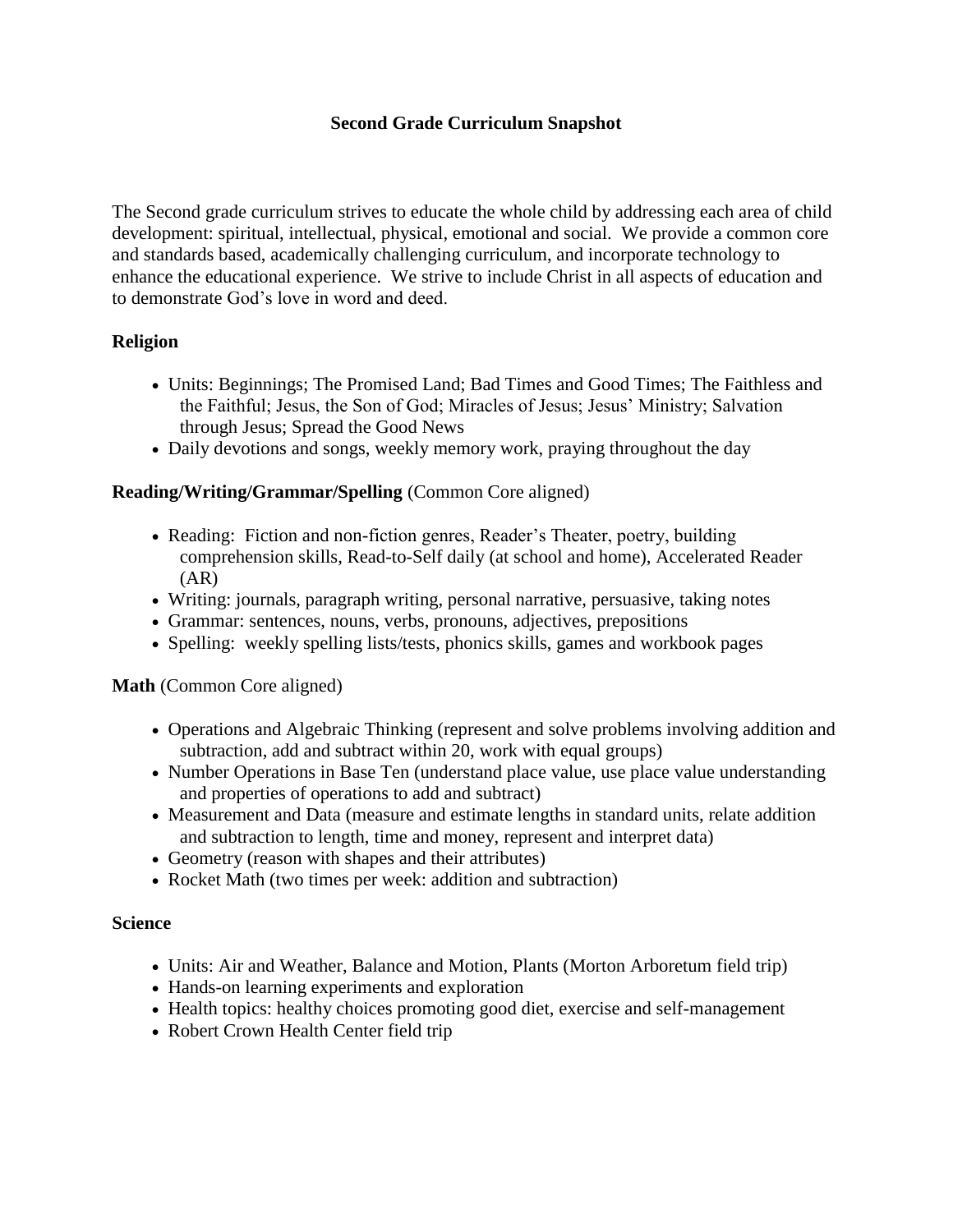# Second Grade Curriculum Snapshot

The Second grade curriculum strives to educate the whole child by addressing each area of child development: spiritual, intellectual, physical, emotional and social. We provide a common core and standards based, academically challenging curriculum, and incorporate technology to enhance the educational experience. We strive to include Christ in all aspects of education and to demonstrate God's love in word and deed.

## Religion

- Units: Beginnings; The Promised Land; Bad Times and Good Times; The Faithless and the Faithful; Jesus, the Son of God; Miracles of Jesus; Jesus' Ministry; Salvation through Jesus; Spread the Good News
- Daily devotions and songs, weekly memory work, praying throughout the day

## Reading/Writing/Grammar/Spelling (Common Core aligned)

- Reading: Fiction and non-fiction genres, Reader's Theater, poetry, building comprehension skills, Read-to-Self daily (at school and home), Accelerated Reader (AR)
- Writing: journals, paragraph writing, personal narrative, persuasive, taking notes
- Grammar: sentences, nouns, verbs, pronouns, adjectives, prepositions
- Spelling: weekly spelling lists/tests, phonics skills, games and workbook pages

## Math (Common Core aligned)

- Operations and Algebraic Thinking (represent and solve problems involving addition and subtraction, add and subtract within 20, work with equal groups)
- Number Operations in Base Ten (understand place value, use place value understanding and properties of operations to add and subtract)
- Measurement and Data (measure and estimate lengths in standard units, relate addition and subtraction to length, time and money, represent and interpret data)
- Geometry (reason with shapes and their attributes)
- Rocket Math (two times per week: addition and subtraction)

## Science

- Units: Air and Weather, Balance and Motion, Plants (Morton Arboretum field trip)
- Hands-on learning experiments and exploration
- Health topics: healthy choices promoting good diet, exercise and self-management
- Robert Crown Health Center field trip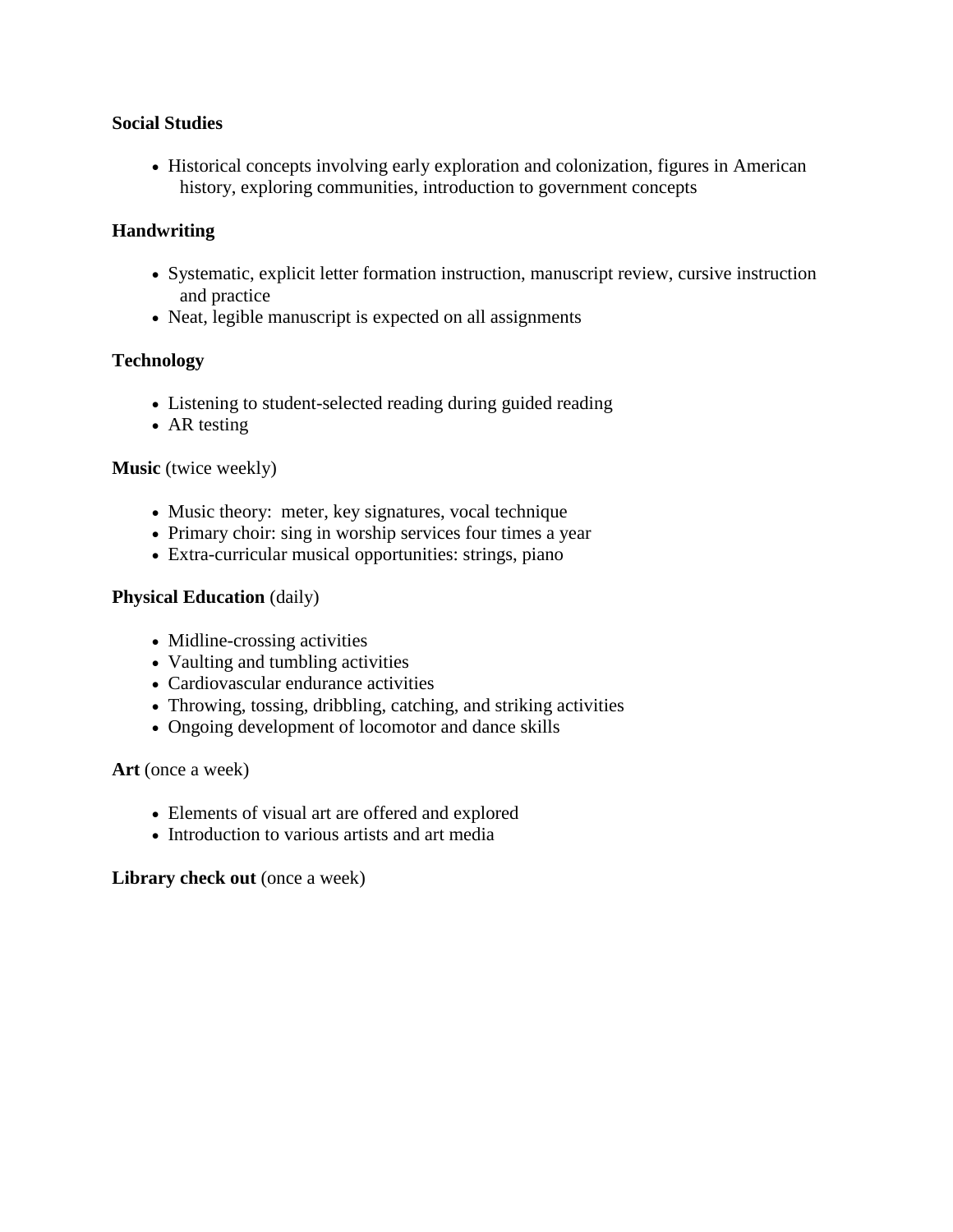**Social Studies**

- Historical concepts involving early exploration and colonization, figures in American history, exploring communities, introduction to government concepts

**Handwriting**

- Systematic, explicit letter formation instruction, manuscript review, cursive instruction and practice
- Neat, legible manuscript is expected on all assignments

**Technology**

- Listening to student-selected reading during guided reading
- AR testing

**Music** (twice weekly)

- Music theory: meter, key signatures, vocal technique
- Primary choir: sing in worship services four times a year
- Extra-curricular musical opportunities: strings, piano

**Physical Education** (daily)

- Midline-crossing activities
- Vaulting and tumbling activities
- Cardiovascular endurance activities
- Throwing, tossing, dribbling, catching, and striking activities
- Ongoing development of locomotor and dance skills

**Art** (once a week)

- Elements of visual art are offered and explored
- Introduction to various artists and art media

**Library check out** (once a week)